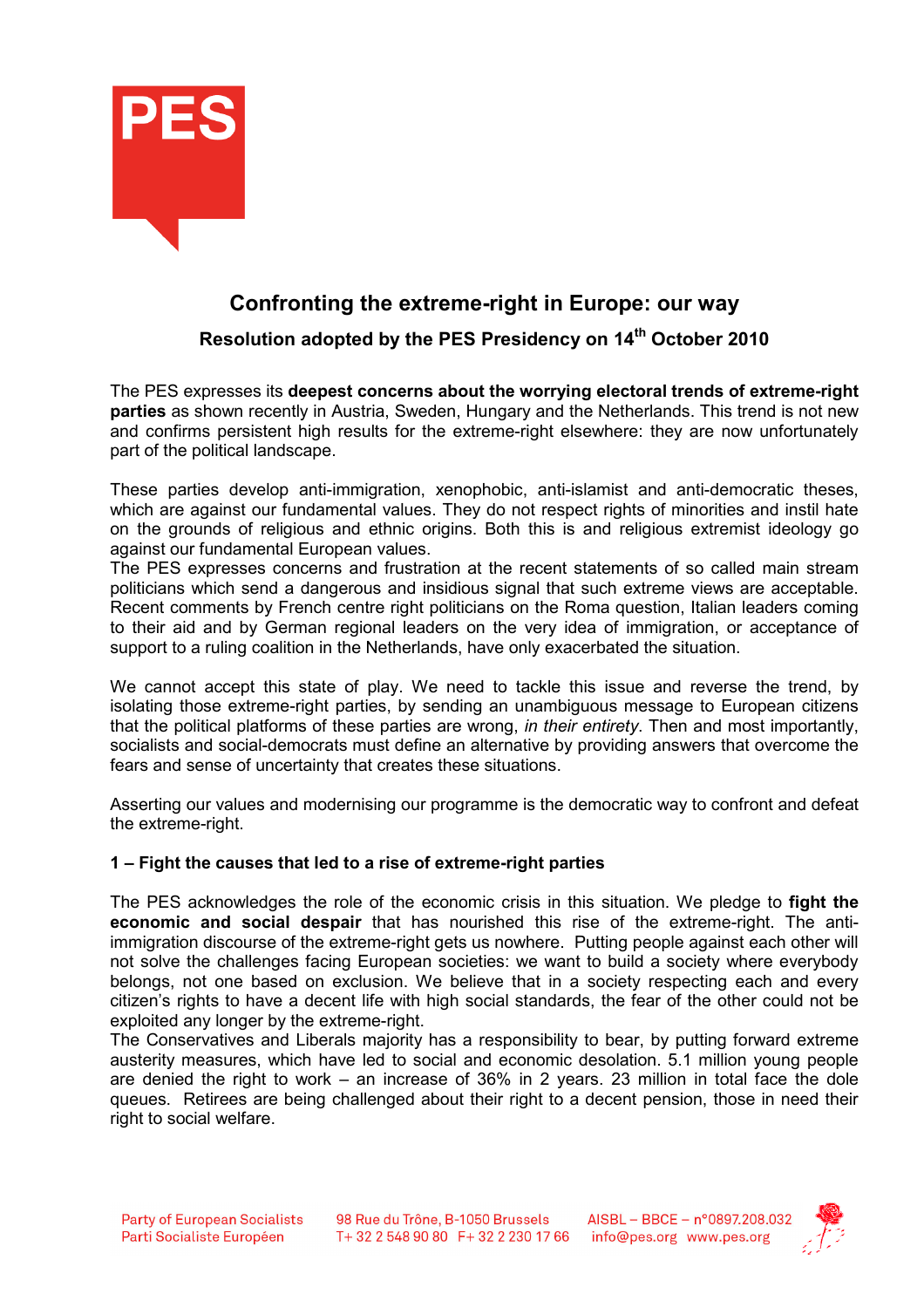# Confronting the extreme-right in Europe: our way

## Resolution adopted by the PES Presidency on 14th October 2010

The PES expresses its **deepest concerns about the worrying electoral trends of extreme-right parties** as shown recently in Austria, Sweden, Hungary and the Netherlands. This trend is not new and confirms persistent high results for the extreme-right elsewhere: they are now unfortunately part of the political landscape.

These parties develop anti-immigration, xenophobic, anti-islamist and anti-democratic theses, which are against our fundamental values. They do not respect rights of minorities and instil hate on the grounds of religious and ethnic origins. Both this is and religious extremist ideology go against our fundamental European values.
The PES expresses concerns and frustration at the recent statements of so called main stream politicians which send a dangerous and insidious signal that such extreme views are acceptable. Recent comments by French centre right politicians on the Roma question, Italian leaders coming to their aid and by German regional leaders on the very idea of immigration, or acceptance of support to a ruling coalition in the Netherlands, have only exacerbated the situation.

We cannot accept this state of play. We need to tackle this issue and reverse the trend, by isolating those extreme-right parties, by sending an unambiguous message to European citizens that the political platforms of these parties are wrong, *in their entirety*. Then and most importantly, socialists and social-democrats must define an alternative by providing answers that overcome the fears and sense of uncertainty that creates these situations.

Asserting our values and modernising our programme is the democratic way to confront and defeat the extreme-right.

### 1 – Fight the causes that led to a rise of extreme-right parties

The PES acknowledges the role of the economic crisis in this situation. We pledge to **fight the economic and social despair** that has nourished this rise of the extreme-right. The anti-immigration discourse of the extreme-right gets us nowhere. Putting people against each other will not solve the challenges facing European societies: we want to build a society where everybody belongs, not one based on exclusion. We believe that in a society respecting each and every citizen's rights to have a decent life with high social standards, the fear of the other could not be exploited any longer by the extreme-right.
The Conservatives and Liberals majority has a responsibility to bear, by putting forward extreme austerity measures, which have led to social and economic desolation. 5.1 million young people are denied the right to work – an increase of 36% in 2 years. 23 million in total face the dole queues. Retirees are being challenged about their right to a decent pension, those in need their right to social welfare.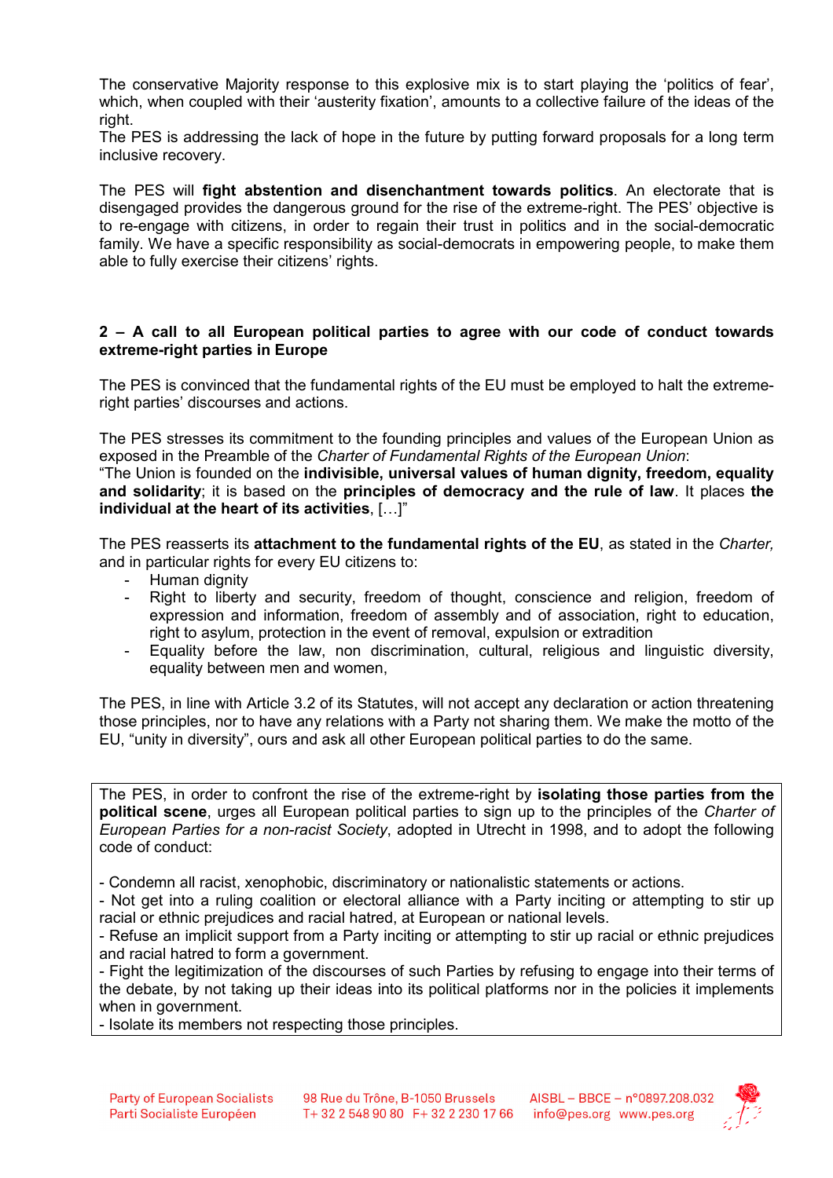The conservative Majority response to this explosive mix is to start playing the 'politics of fear', which, when coupled with their 'austerity fixation', amounts to a collective failure of the ideas of the right.
The PES is addressing the lack of hope in the future by putting forward proposals for a long term inclusive recovery.

The PES will **fight abstention and disenchantment towards politics**. An electorate that is disengaged provides the dangerous ground for the rise of the extreme-right. The PES' objective is to re-engage with citizens, in order to regain their trust in politics and in the social-democratic family. We have a specific responsibility as social-democrats in empowering people, to make them able to fully exercise their citizens' rights.

## 2 – A call to all European political parties to agree with our code of conduct towards extreme-right parties in Europe

The PES is convinced that the fundamental rights of the EU must be employed to halt the extreme-right parties' discourses and actions.

The PES stresses its commitment to the founding principles and values of the European Union as exposed in the Preamble of the *Charter of Fundamental Rights of the European Union*:
"The Union is founded on the **indivisible, universal values of human dignity, freedom, equality and solidarity**; it is based on the **principles of democracy and the rule of law**. It places **the individual at the heart of its activities**, […]"

The PES reasserts its **attachment to the fundamental rights of the EU**, as stated in the *Charter,* and in particular rights for every EU citizens to:

- Human dignity
- Right to liberty and security, freedom of thought, conscience and religion, freedom of expression and information, freedom of assembly and of association, right to education, right to asylum, protection in the event of removal, expulsion or extradition
- Equality before the law, non discrimination, cultural, religious and linguistic diversity, equality between men and women,

The PES, in line with Article 3.2 of its Statutes, will not accept any declaration or action threatening those principles, nor to have any relations with a Party not sharing them. We make the motto of the EU, "unity in diversity", ours and ask all other European political parties to do the same.

The PES, in order to confront the rise of the extreme-right by **isolating those parties from the political scene**, urges all European political parties to sign up to the principles of the *Charter of European Parties for a non-racist Society*, adopted in Utrecht in 1998, and to adopt the following code of conduct:

- Condemn all racist, xenophobic, discriminatory or nationalistic statements or actions.
- Not get into a ruling coalition or electoral alliance with a Party inciting or attempting to stir up racial or ethnic prejudices and racial hatred, at European or national levels.
- Refuse an implicit support from a Party inciting or attempting to stir up racial or ethnic prejudices and racial hatred to form a government.
- Fight the legitimization of the discourses of such Parties by refusing to engage into their terms of the debate, by not taking up their ideas into its political platforms nor in the policies it implements when in government.
- Isolate its members not respecting those principles.